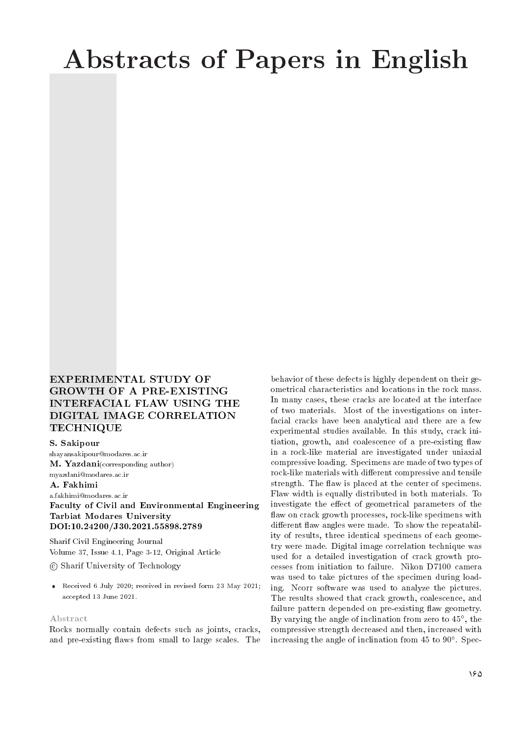# Abstracts of Papers in English

## EXPERIMENTAL STUDY OF GROWTH OF A PRE-EXISTING INTERFACIAL FLAW USING THE DIGITAL IMAGE CORRELATION TECHNIQUE

**S. Sakipour**
shayansakipour@modares.ac.ir
**M. Yazdani**(corresponding author)
myazdani@modares.ac.ir
**A. Fakhimi**
a.fakhimi@modares.ac.ir
**Faculty of Civil and Environmental Engineering**
**Tarbiat Modares University**
**DOI:10.24200/J30.2021.55898.2789**

Sharif Civil Engineering Journal
Volume 37, Issue 4.1, Page 3-12, Original Article
© Sharif University of Technology

- Received 6 July 2020; received in revised form 23 May 2021; accepted 13 June 2021.

### Abstract

Rocks normally contain defects such as joints, cracks, and pre-existing flaws from small to large scales. The behavior of these defects is highly dependent on their geometrical characteristics and locations in the rock mass. In many cases, these cracks are located at the interface of two materials. Most of the investigations on interfacial cracks have been analytical and there are a few experimental studies available. In this study, crack initiation, growth, and coalescence of a pre-existing flaw in a rock-like material are investigated under uniaxial compressive loading. Specimens are made of two types of rock-like materials with different compressive and tensile strength. The flaw is placed at the center of specimens. Flaw width is equally distributed in both materials. To investigate the effect of geometrical parameters of the flaw on crack growth processes, rock-like specimens with different flaw angles were made. To show the repeatability of results, three identical specimens of each geometry were made. Digital image correlation technique was used for a detailed investigation of crack growth processes from initiation to failure. Nikon D7100 camera was used to take pictures of the specimen during loading. Ncorr software was used to analyze the pictures. The results showed that crack growth, coalescence, and failure pattern depended on pre-existing flaw geometry. By varying the angle of inclination from zero to 45°, the compressive strength decreased and then, increased with increasing the angle of inclination from 45 to 90°. Spec-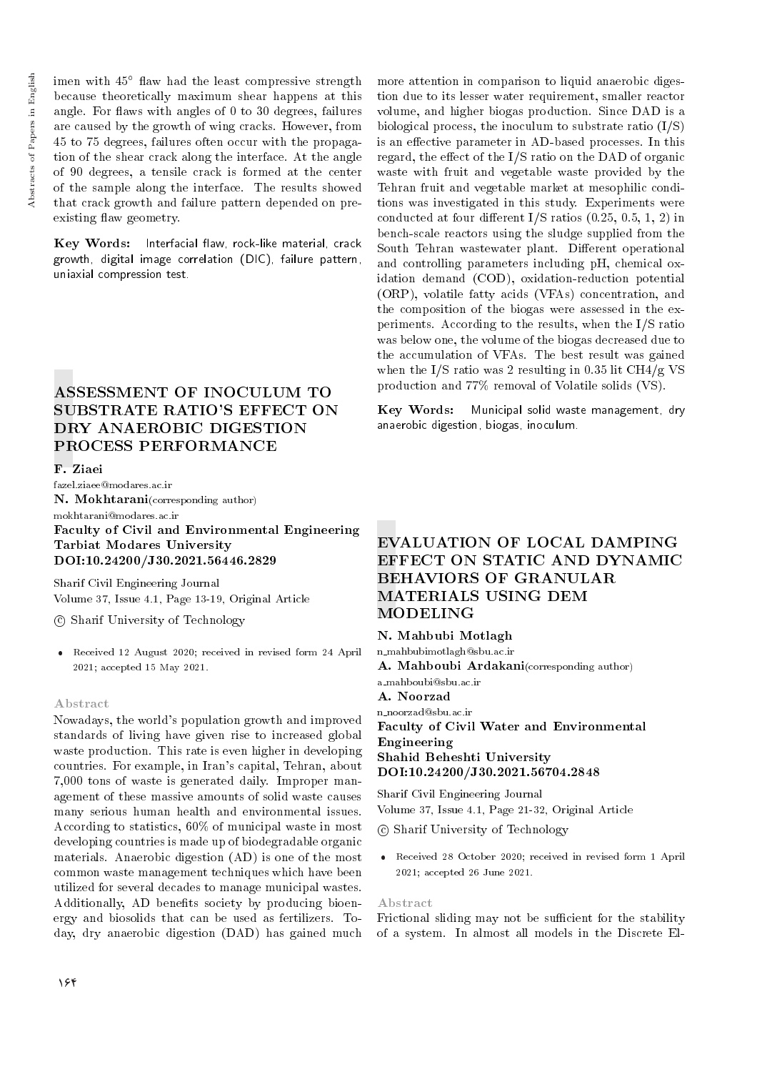imen with 45° flaw had the least compressive strength because theoretically maximum shear happens at this angle. For flaws with angles of 0 to 30 degrees, failures are caused by the growth of wing cracks. However, from 45 to 75 degrees, failures often occur with the propagation of the shear crack along the interface. At the angle of 90 degrees, a tensile crack is formed at the center of the sample along the interface. The results showed that crack growth and failure pattern depended on pre-existing flaw geometry.

**Key Words:** Interfacial flaw, rock-like material, crack growth, digital image correlation (DIC), failure pattern, uniaxial compression test.

## ASSESSMENT OF INOCULUM TO SUBSTRATE RATIO'S EFFECT ON DRY ANAEROBIC DIGESTION PROCESS PERFORMANCE

**F. Ziaei**
fazel.ziaee@modares.ac.ir
**N. Mokhtarani**(corresponding author)
mokhtarani@modares.ac.ir
**Faculty of Civil and Environmental Engineering**
**Tarbiat Modares University**
**DOI:10.24200/J30.2021.56446.2829**

Sharif Civil Engineering Journal
Volume 37, Issue 4.1, Page 13-19, Original Article

© Sharif University of Technology

- Received 12 August 2020; received in revised form 24 April 2021; accepted 15 May 2021.

### Abstract

Nowadays, the world's population growth and improved standards of living have given rise to increased global waste production. This rate is even higher in developing countries. For example, in Iran's capital, Tehran, about 7,000 tons of waste is generated daily. Improper management of these massive amounts of solid waste causes many serious human health and environmental issues. According to statistics, 60% of municipal waste in most developing countries is made up of biodegradable organic materials. Anaerobic digestion (AD) is one of the most common waste management techniques which have been utilized for several decades to manage municipal wastes. Additionally, AD benefits society by producing bioenergy and biosolids that can be used as fertilizers. Today, dry anaerobic digestion (DAD) has gained much more attention in comparison to liquid anaerobic digestion due to its lesser water requirement, smaller reactor volume, and higher biogas production. Since DAD is a biological process, the inoculum to substrate ratio (I/S) is an effective parameter in AD-based processes. In this regard, the effect of the I/S ratio on the DAD of organic waste with fruit and vegetable waste provided by the Tehran fruit and vegetable market at mesophilic conditions was investigated in this study. Experiments were conducted at four different I/S ratios (0.25, 0.5, 1, 2) in bench-scale reactors using the sludge supplied from the South Tehran wastewater plant. Different operational and controlling parameters including pH, chemical oxidation demand (COD), oxidation-reduction potential (ORP), volatile fatty acids (VFAs) concentration, and the composition of the biogas were assessed in the experiments. According to the results, when the I/S ratio was below one, the volume of the biogas decreased due to the accumulation of VFAs. The best result was gained when the I/S ratio was 2 resulting in 0.35 lit $CH_4$/g VS production and 77% removal of Volatile solids (VS).

**Key Words:** Municipal solid waste management, dry anaerobic digestion, biogas, inoculum.

## EVALUATION OF LOCAL DAMPING EFFECT ON STATIC AND DYNAMIC BEHAVIORS OF GRANULAR MATERIALS USING DEM MODELING

**N. Mahbubi Motlagh**
n_mahbubimotlagh@sbu.ac.ir
**A. Mahboubi Ardakani**(corresponding author)
a_mahboubi@sbu.ac.ir
**A. Noorzad**
n_noorzad@sbu.ac.ir
**Faculty of Civil Water and Environmental Engineering**
**Shahid Beheshti University**
**DOI:10.24200/J30.2021.56704.2848**

Sharif Civil Engineering Journal
Volume 37, Issue 4.1, Page 21-32, Original Article

© Sharif University of Technology

- Received 28 October 2020; received in revised form 1 April 2021; accepted 26 June 2021.

### Abstract

Frictional sliding may not be sufficient for the stability of a system. In almost all models in the Discrete El-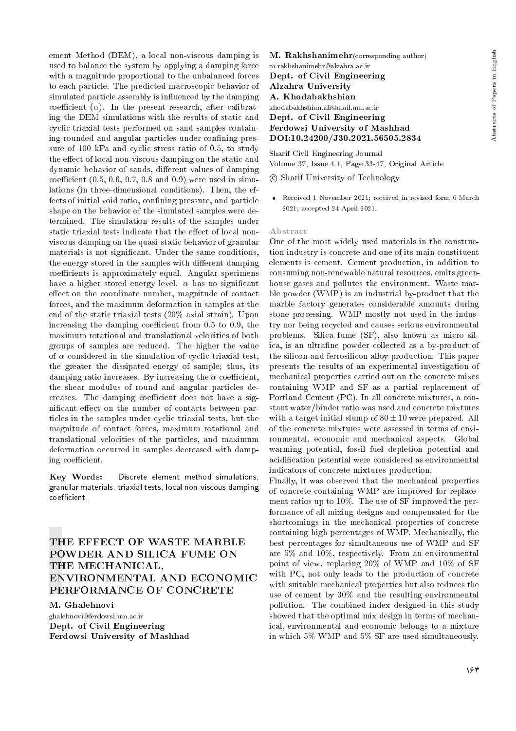ement Method (DEM), a local non-viscous damping is used to balance the system by applying a damping force with a magnitude proportional to the unbalanced forces to each particle. The predicted macroscopic behavior of simulated particle assembly is influenced by the damping coefficient ($\alpha$). In the present research, after calibrating the DEM simulations with the results of static and cyclic triaxial tests performed on sand samples containing rounded and angular particles under confining pressure of 100 kPa and cyclic stress ratio of 0.5, to study the effect of local non-viscous damping on the static and dynamic behavior of sands, different values of damping coefficient (0.5, 0.6, 0.7, 0.8 and 0.9) were used in simulations (in three-dimensional conditions). Then, the effects of initial void ratio, confining pressure, and particle shape on the behavior of the simulated samples were determined. The simulation results of the samples under static triaxial tests indicate that the effect of local non-viscous damping on the quasi-static behavior of granular materials is not significant. Under the same conditions, the energy stored in the samples with different damping coefficients is approximately equal. Angular specimens have a higher stored energy level. $\alpha$ has no significant effect on the coordinate number, magnitude of contact forces, and the maximum deformation in samples at the end of the static triaxial tests (20% axial strain). Upon increasing the damping coefficient from 0.5 to 0.9, the maximum rotational and translational velocities of both groups of samples are reduced. The higher the value of $\alpha$ considered in the simulation of cyclic triaxial test, the greater the dissipated energy of sample; thus, its damping ratio increases. By increasing the $\alpha$ coefficient, the shear modulus of round and angular particles decreases. The damping coefficient does not have a significant effect on the number of contacts between particles in the samples under cyclic triaxial tests, but the magnitude of contact forces, maximum rotational and translational velocities of the particles, and maximum deformation occurred in samples decreased with damping coefficient.

**Key Words:** Discrete element method simulations, granular materials, triaxial tests, local non-viscous damping coefficient.

## THE EFFECT OF WASTE MARBLE POWDER AND SILICA FUME ON THE MECHANICAL, ENVIRONMENTAL AND ECONOMIC PERFORMANCE OF CONCRETE

**M. Ghalehnovi**
ghalehnovi@ferdowsi.um.ac.ir
**Dept. of Civil Engineering**
**Ferdowsi University of Mashhad**

**M. Rakhshanimehr**(corresponding author)
m.rakhshanimehr@alzahra.ac.ir
**Dept. of Civil Engineering**
**Alzahra University**

**A. Khodabakhshian**
khodabakhshian.ali@mail.um.ac.ir
**Dept. of Civil Engineering**
**Ferdowsi University of Mashhad**

**DOI:10.24200/J30.2021.56505.2834**

Sharif Civil Engineering Journal
Volume 37, Issue 4.1, Page 33-47, Original Article
© Sharif University of Technology

- Received 1 November 2021; received in revised form 6 March 2021; accepted 24 April 2021.

### Abstract

One of the most widely used materials in the construction industry is concrete and one of its main constituent elements is cement. Cement production, in addition to consuming non-renewable natural resources, emits greenhouse gases and pollutes the environment. Waste marble powder (WMP) is an industrial by-product that the marble factory generates considerable amounts during stone processing. WMP mostly not used in the industry nor being recycled and causes serious environmental problems. Silica fume (SF), also known as micro silica, is an ultrafine powder collected as a by-product of the silicon and ferrosilicon alloy production. This paper presents the results of an experimental investigation of mechanical properties carried out on the concrete mixes containing WMP and SF as a partial replacement of Portland Cement (PC). In all concrete mixtures, a constant water/binder ratio was used and concrete mixtures with a target initial slump of $80 \pm 10$ were prepared. All of the concrete mixtures were assessed in terms of environmental, economic and mechanical aspects. Global warming potential, fossil fuel depletion potential and acidification potential were considered as environmental indicators of concrete mixtures production.

Finally, it was observed that the mechanical properties of concrete containing WMP are improved for replacement ratios up to 10%. The use of SF improved the performance of all mixing designs and compensated for the shortcomings in the mechanical properties of concrete containing high percentages of WMP. Mechanically, the best percentages for simultaneous use of WMP and SF are 5% and 10%, respectively. From an environmental point of view, replacing 20% of WMP and 10% of SF with PC, not only leads to the production of concrete with suitable mechanical properties but also reduces the use of cement by 30% and the resulting environmental pollution. The combined index designed in this study showed that the optimal mix design in terms of mechanical, environmental and economic belongs to a mixture in which 5% WMP and 5% SF are used simultaneously.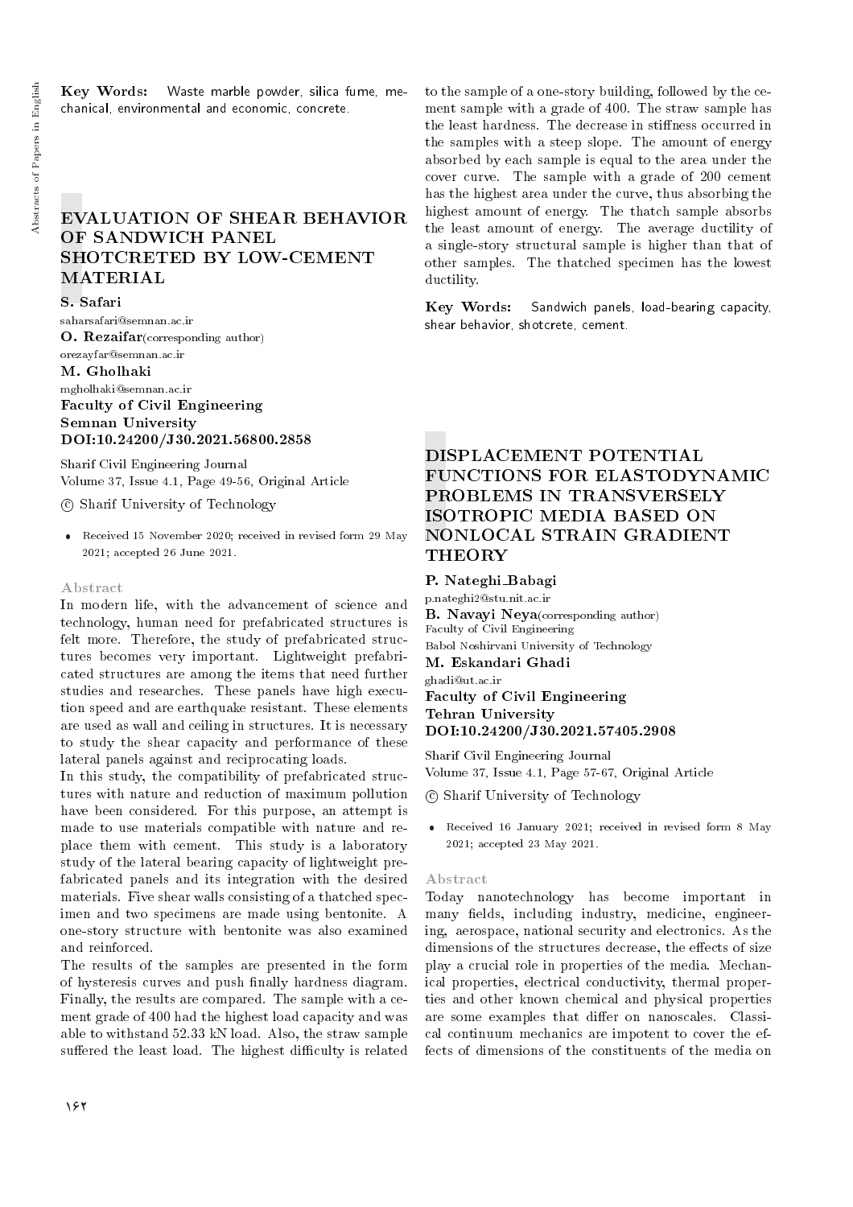**Key Words:** Waste marble powder, silica fume, mechanical, environmental and economic, concrete.

## EVALUATION OF SHEAR BEHAVIOR OF SANDWICH PANEL SHOTCRETED BY LOW-CEMENT MATERIAL

**S. Safari**
saharsafari@semnan.ac.ir
**O. Rezaifar**(corresponding author)
orezayfar@semnan.ac.ir
**M. Gholhaki**
mgholhaki@semnan.ac.ir
**Faculty of Civil Engineering**
**Semnan University**
**DOI:10.24200/J30.2021.56800.2858**

Sharif Civil Engineering Journal
Volume 37, Issue 4.1, Page 49-56, Original Article

© Sharif University of Technology

- Received 15 November 2020; received in revised form 29 May 2021; accepted 26 June 2021.

### Abstract

In modern life, with the advancement of science and technology, human need for prefabricated structures is felt more. Therefore, the study of prefabricated structures becomes very important. Lightweight prefabricated structures are among the items that need further studies and researches. These panels have high execution speed and are earthquake resistant. These elements are used as wall and ceiling in structures. It is necessary to study the shear capacity and performance of these lateral panels against and reciprocating loads.

In this study, the compatibility of prefabricated structures with nature and reduction of maximum pollution have been considered. For this purpose, an attempt is made to use materials compatible with nature and replace them with cement. This study is a laboratory study of the lateral bearing capacity of lightweight prefabricated panels and its integration with the desired materials. Five shear walls consisting of a thatched specimen and two specimens are made using bentonite. A one-story structure with bentonite was also examined and reinforced.

The results of the samples are presented in the form of hysteresis curves and push finally hardness diagram. Finally, the results are compared. The sample with a cement grade of 400 had the highest load capacity and was able to withstand 52.33 kN load. Also, the straw sample suffered the least load. The highest difficulty is related to the sample of a one-story building, followed by the cement sample with a grade of 400. The straw sample has the least hardness. The decrease in stiffness occurred in the samples with a steep slope. The amount of energy absorbed by each sample is equal to the area under the cover curve. The sample with a grade of 200 cement has the highest area under the curve, thus absorbing the highest amount of energy. The thatch sample absorbs the least amount of energy. The average ductility of a single-story structural sample is higher than that of other samples. The thatched specimen has the lowest ductility.

**Key Words:** Sandwich panels, load-bearing capacity, shear behavior, shotcrete, cement.

## DISPLACEMENT POTENTIAL FUNCTIONS FOR ELASTODYNAMIC PROBLEMS IN TRANSVERSELY ISOTROPIC MEDIA BASED ON NONLOCAL STRAIN GRADIENT THEORY

**P. Nateghi_Babagi**
p.nateghi2@stu.nit.ac.ir
**B. Navayi Neya**(corresponding author)
Faculty of Civil Engineering
Babol Noshirvani University of Technology
**M. Eskandari Ghadi**
ghadi@ut.ac.ir
**Faculty of Civil Engineering**
**Tehran University**
**DOI:10.24200/J30.2021.57405.2908**

Sharif Civil Engineering Journal
Volume 37, Issue 4.1, Page 57-67, Original Article

© Sharif University of Technology

- Received 16 January 2021; received in revised form 8 May 2021; accepted 23 May 2021.

### Abstract

Today nanotechnology has become important in many fields, including industry, medicine, engineering, aerospace, national security and electronics. As the dimensions of the structures decrease, the effects of size play a crucial role in properties of the media. Mechanical properties, electrical conductivity, thermal properties and other known chemical and physical properties are some examples that differ on nanoscales. Classical continuum mechanics are impotent to cover the effects of dimensions of the constituents of the media on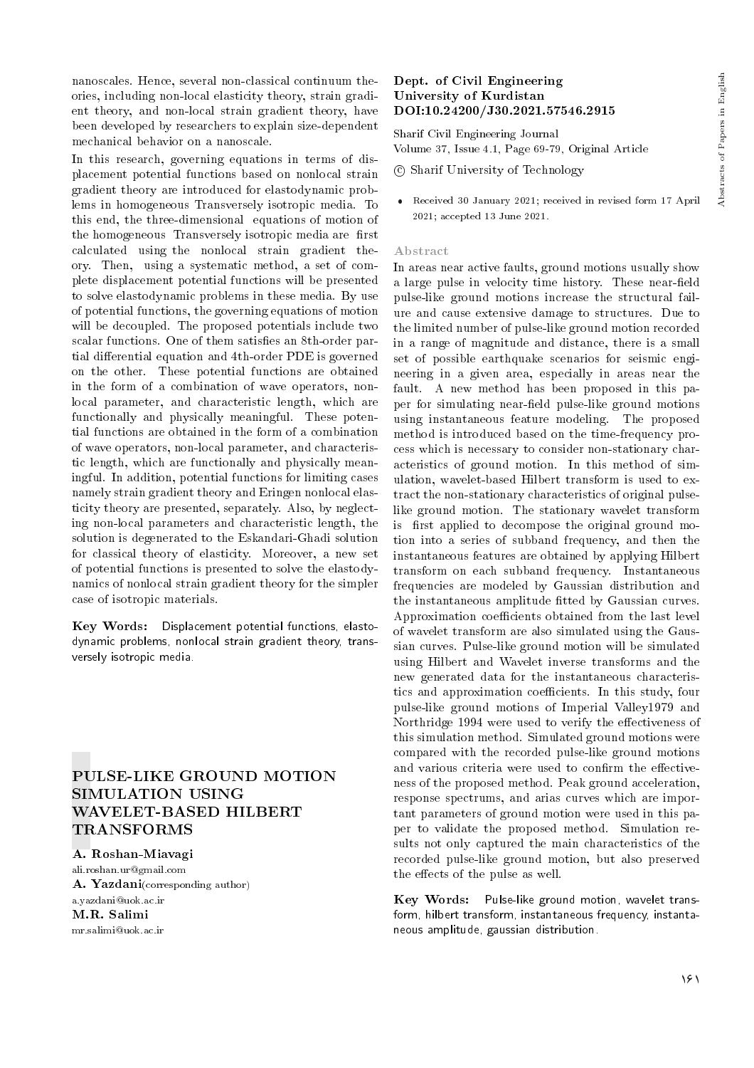nanoscales. Hence, several non-classical continuum theories, including non-local elasticity theory, strain gradient theory, and non-local strain gradient theory, have been developed by researchers to explain size-dependent mechanical behavior on a nanoscale.

In this research, governing equations in terms of displacement potential functions based on nonlocal strain gradient theory are introduced for elastodynamic problems in homogeneous Transversely isotropic media. To this end, the three-dimensional equations of motion of the homogeneous Transversely isotropic media are first calculated using the nonlocal strain gradient theory. Then, using a systematic method, a set of complete displacement potential functions will be presented to solve elastodynamic problems in these media. By use of potential functions, the governing equations of motion will be decoupled. The proposed potentials include two scalar functions. One of them satisfies an 8th-order partial differential equation and 4th-order PDE is governed on the other. These potential functions are obtained in the form of a combination of wave operators, nonlocal parameter, and characteristic length, which are functionally and physically meaningful. These potential functions are obtained in the form of a combination of wave operators, non-local parameter, and characteristic length, which are functionally and physically meaningful. In addition, potential functions for limiting cases namely strain gradient theory and Eringen nonlocal elasticity theory are presented, separately. Also, by neglecting non-local parameters and characteristic length, the solution is degenerated to the Eskandari-Ghadi solution for classical theory of elasticity. Moreover, a new set of potential functions is presented to solve the elastodynamics of nonlocal strain gradient theory for the simpler case of isotropic materials.

**Key Words:** Displacement potential functions, elastodynamic problems, nonlocal strain gradient theory, transversely isotropic media.

## PULSE-LIKE GROUND MOTION SIMULATION USING WAVELET-BASED HILBERT TRANSFORMS

**A. Roshan-Miavagi**
ali.roshan.ur@gmail.com
**A. Yazdani** (corresponding author)
a.yazdani@uok.ac.ir
**M.R. Salimi**
mr.salimi@uok.ac.ir

**Dept. of Civil Engineering**
**University of Kurdistan**
**DOI:10.24200/J30.2021.57546.2915**

Sharif Civil Engineering Journal
Volume 37, Issue 4.1, Page 69-79, Original Article

© Sharif University of Technology

- Received 30 January 2021; received in revised form 17 April 2021; accepted 13 June 2021.

### Abstract

In areas near active faults, ground motions usually show a large pulse in velocity time history. These near-field pulse-like ground motions increase the structural failure and cause extensive damage to structures. Due to the limited number of pulse-like ground motion recorded in a range of magnitude and distance, there is a small set of possible earthquake scenarios for seismic engineering in a given area, especially in areas near the fault. A new method has been proposed in this paper for simulating near-field pulse-like ground motions using instantaneous feature modeling. The proposed method is introduced based on the time-frequency process which is necessary to consider non-stationary characteristics of ground motion. In this method of simulation, wavelet-based Hilbert transform is used to extract the non-stationary characteristics of original pulse-like ground motion. The stationary wavelet transform is first applied to decompose the original ground motion into a series of subband frequency, and then the instantaneous features are obtained by applying Hilbert transform on each subband frequency. Instantaneous frequencies are modeled by Gaussian distribution and the instantaneous amplitude fitted by Gaussian curves. Approximation coefficients obtained from the last level of wavelet transform are also simulated using the Gaussian curves. Pulse-like ground motion will be simulated using Hilbert and Wavelet inverse transforms and the new generated data for the instantaneous characteristics and approximation coefficients. In this study, four pulse-like ground motions of Imperial Valley1979 and Northridge 1994 were used to verify the effectiveness of this simulation method. Simulated ground motions were compared with the recorded pulse-like ground motions and various criteria were used to confirm the effectiveness of the proposed method. Peak ground acceleration, response spectrums, and arias curves which are important parameters of ground motion were used in this paper to validate the proposed method. Simulation results not only captured the main characteristics of the recorded pulse-like ground motion, but also preserved the effects of the pulse as well.

**Key Words:** Pulse-like ground motion, wavelet transform, hilbert transform, instantaneous frequency, instantaneous amplitude, gaussian distribution.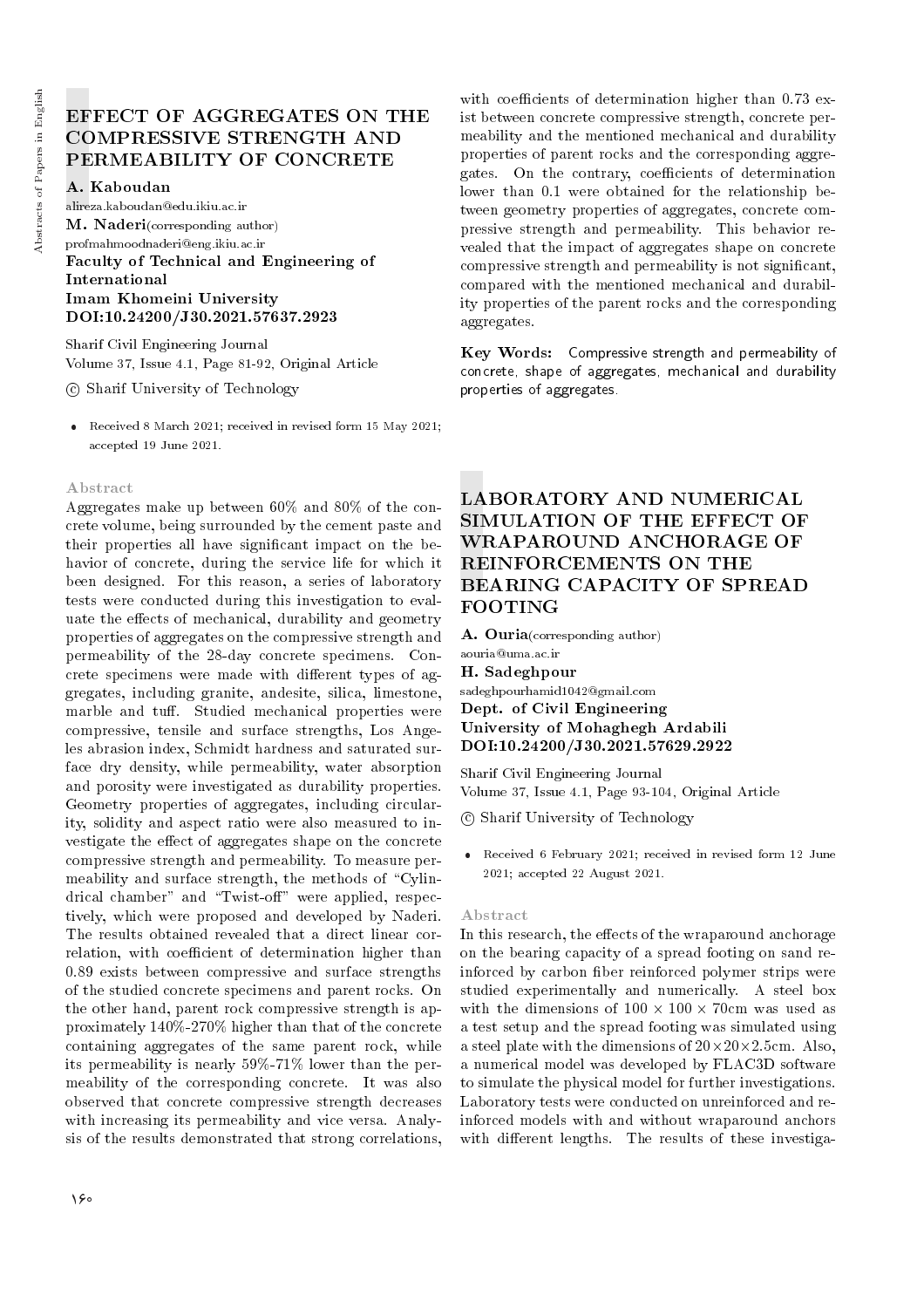# EFFECT OF AGGREGATES ON THE COMPRESSIVE STRENGTH AND PERMEABILITY OF CONCRETE

**A. Kaboudan**
alireza.kaboudan@edu.ikiu.ac.ir
**M. Naderi** (corresponding author)
profmahmoodnaderi@eng.ikiu.ac.ir
**Faculty of Technical and Engineering of International Imam Khomeini University**
**DOI:10.24200/J30.2021.57637.2923**

Sharif Civil Engineering Journal
Volume 37, Issue 4.1, Page 81-92, Original Article
© Sharif University of Technology

- Received 8 March 2021; received in revised form 15 May 2021; accepted 19 June 2021.

### Abstract

Aggregates make up between 60% and 80% of the concrete volume, being surrounded by the cement paste and their properties all have significant impact on the behavior of concrete, during the service life for which it been designed. For this reason, a series of laboratory tests were conducted during this investigation to evaluate the effects of mechanical, durability and geometry properties of aggregates on the compressive strength and permeability of the 28-day concrete specimens. Concrete specimens were made with different types of aggregates, including granite, andesite, silica, limestone, marble and tuff. Studied mechanical properties were compressive, tensile and surface strengths, Los Angeles abrasion index, Schmidt hardness and saturated surface dry density, while permeability, water absorption and porosity were investigated as durability properties. Geometry properties of aggregates, including circularity, solidity and aspect ratio were also measured to investigate the effect of aggregates shape on the concrete compressive strength and permeability. To measure permeability and surface strength, the methods of "Cylindrical chamber" and "Twist-off" were applied, respectively, which were proposed and developed by Naderi. The results obtained revealed that a direct linear correlation, with coefficient of determination higher than 0.89 exists between compressive and surface strengths of the studied concrete specimens and parent rocks. On the other hand, parent rock compressive strength is approximately 140%-270% higher than that of the concrete containing aggregates of the same parent rock, while its permeability is nearly 59%-71% lower than the permeability of the corresponding concrete. It was also observed that concrete compressive strength decreases with increasing its permeability and vice versa. Analysis of the results demonstrated that strong correlations, with coefficients of determination higher than 0.73 exist between concrete compressive strength, concrete permeability and the mentioned mechanical and durability properties of parent rocks and the corresponding aggregates. On the contrary, coefficients of determination lower than 0.1 were obtained for the relationship between geometry properties of aggregates, concrete compressive strength and permeability. This behavior revealed that the impact of aggregates shape on concrete compressive strength and permeability is not significant, compared with the mentioned mechanical and durability properties of the parent rocks and the corresponding aggregates.

**Key Words:** Compressive strength and permeability of concrete, shape of aggregates, mechanical and durability properties of aggregates.

# LABORATORY AND NUMERICAL SIMULATION OF THE EFFECT OF WRAPAROUND ANCHORAGE OF REINFORCEMENTS ON THE BEARING CAPACITY OF SPREAD FOOTING

**A. Ouria** (corresponding author)
aouria@uma.ac.ir
**H. Sadeghpour**
sadeghpourhamid1042@gmail.com
**Dept. of Civil Engineering**
**University of Mohaghegh Ardabili**
**DOI:10.24200/J30.2021.57629.2922**

Sharif Civil Engineering Journal
Volume 37, Issue 4.1, Page 93-104, Original Article
© Sharif University of Technology

- Received 6 February 2021; received in revised form 12 June 2021; accepted 22 August 2021.

### Abstract

In this research, the effects of the wraparound anchorage on the bearing capacity of a spread footing on sand reinforced by carbon fiber reinforced polymer strips were studied experimentally and numerically. A steel box with the dimensions of $100 \times 100 \times 70$cm was used as a test setup and the spread footing was simulated using a steel plate with the dimensions of $20 \times 20 \times 2.5$cm. Also, a numerical model was developed by FLAC3D software to simulate the physical model for further investigations. Laboratory tests were conducted on unreinforced and reinforced models with and without wraparound anchors with different lengths. The results of these investiga-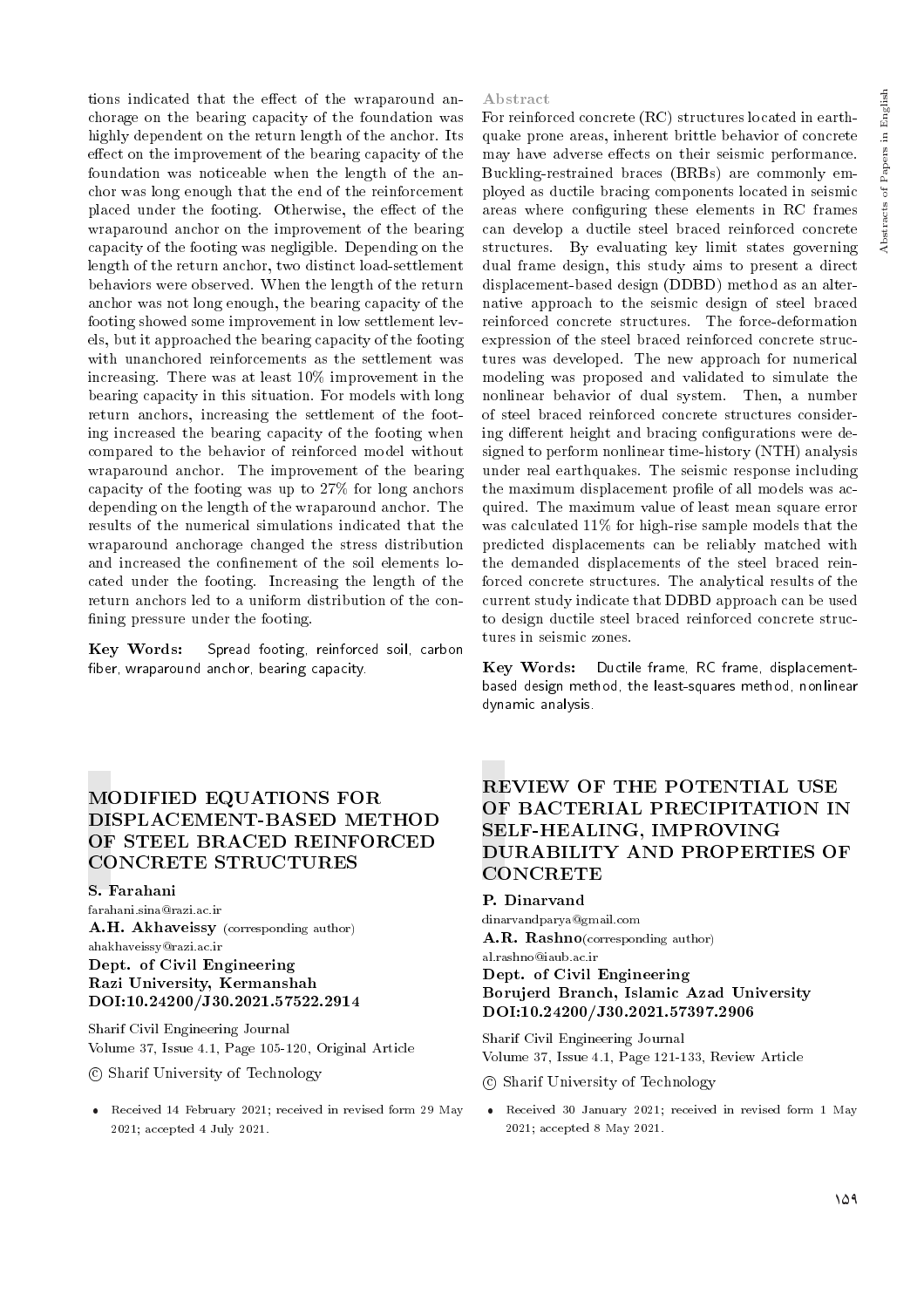tions indicated that the effect of the wraparound anchorage on the bearing capacity of the foundation was highly dependent on the return length of the anchor. Its effect on the improvement of the bearing capacity of the foundation was noticeable when the length of the anchor was long enough that the end of the reinforcement placed under the footing. Otherwise, the effect of the wraparound anchor on the improvement of the bearing capacity of the footing was negligible. Depending on the length of the return anchor, two distinct load-settlement behaviors were observed. When the length of the return anchor was not long enough, the bearing capacity of the footing showed some improvement in low settlement levels, but it approached the bearing capacity of the footing with unanchored reinforcements as the settlement was increasing. There was at least 10% improvement in the bearing capacity in this situation. For models with long return anchors, increasing the settlement of the footing increased the bearing capacity of the footing when compared to the behavior of reinforced model without wraparound anchor. The improvement of the bearing capacity of the footing was up to 27% for long anchors depending on the length of the wraparound anchor. The results of the numerical simulations indicated that the wraparound anchorage changed the stress distribution and increased the confinement of the soil elements located under the footing. Increasing the length of the return anchors led to a uniform distribution of the confining pressure under the footing.

**Key Words:** Spread footing, reinforced soil, carbon fiber, wraparound anchor, bearing capacity.

## MODIFIED EQUATIONS FOR DISPLACEMENT-BASED METHOD OF STEEL BRACED REINFORCED CONCRETE STRUCTURES

**S. Farahani**
farahani.sina@razi.ac.ir
**A.H. Akhaveissy** (corresponding author)
ahakhaveissy@razi.ac.ir
**Dept. of Civil Engineering**
**Razi University, Kermanshah**
**DOI:10.24200/J30.2021.57522.2914**

Sharif Civil Engineering Journal
Volume 37, Issue 4.1, Page 105-120, Original Article

© Sharif University of Technology

- Received 14 February 2021; received in revised form 29 May 2021; accepted 4 July 2021.

### Abstract

For reinforced concrete (RC) structures located in earthquake prone areas, inherent brittle behavior of concrete may have adverse effects on their seismic performance. Buckling-restrained braces (BRBs) are commonly employed as ductile bracing components located in seismic areas where configuring these elements in RC frames can develop a ductile steel braced reinforced concrete structures. By evaluating key limit states governing dual frame design, this study aims to present a direct displacement-based design (DDBD) method as an alternative approach to the seismic design of steel braced reinforced concrete structures. The force-deformation expression of the steel braced reinforced concrete structures was developed. The new approach for numerical modeling was proposed and validated to simulate the nonlinear behavior of dual system. Then, a number of steel braced reinforced concrete structures considering different height and bracing configurations were designed to perform nonlinear time-history (NTH) analysis under real earthquakes. The seismic response including the maximum displacement profile of all models was acquired. The maximum value of least mean square error was calculated 11% for high-rise sample models that the predicted displacements can be reliably matched with the demanded displacements of the steel braced reinforced concrete structures. The analytical results of the current study indicate that DDBD approach can be used to design ductile steel braced reinforced concrete structures in seismic zones.

**Key Words:** Ductile frame, RC frame, displacement-based design method, the least-squares method, nonlinear dynamic analysis.

## REVIEW OF THE POTENTIAL USE OF BACTERIAL PRECIPITATION IN SELF-HEALING, IMPROVING DURABILITY AND PROPERTIES OF CONCRETE

**P. Dinarvand**
dinarvandparya@gmail.com
**A.R. Rashno**(corresponding author)
al.rashno@iaub.ac.ir
**Dept. of Civil Engineering**
**Borujerd Branch, Islamic Azad University**
**DOI:10.24200/J30.2021.57397.2906**

Sharif Civil Engineering Journal
Volume 37, Issue 4.1, Page 121-133, Review Article

© Sharif University of Technology

- Received 30 January 2021; received in revised form 1 May 2021; accepted 8 May 2021.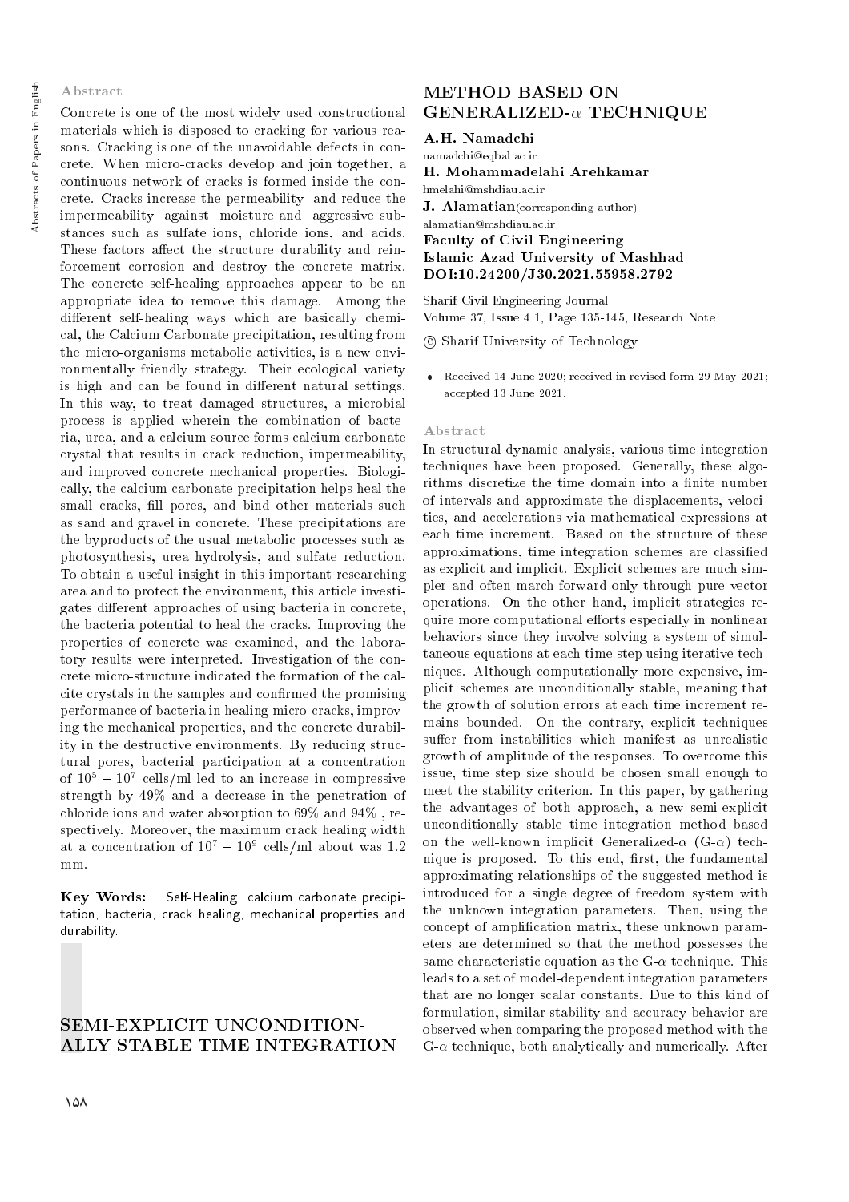## Abstract

Concrete is one of the most widely used constructional materials which is disposed to cracking for various reasons. Cracking is one of the unavoidable defects in concrete. When micro-cracks develop and join together, a continuous network of cracks is formed inside the concrete. Cracks increase the permeability and reduce the impermeability against moisture and aggressive substances such as sulfate ions, chloride ions, and acids. These factors affect the structure durability and reinforcement corrosion and destroy the concrete matrix. The concrete self-healing approaches appear to be an appropriate idea to remove this damage. Among the different self-healing ways which are basically chemical, the Calcium Carbonate precipitation, resulting from the micro-organisms metabolic activities, is a new environmentally friendly strategy. Their ecological variety is high and can be found in different natural settings. In this way, to treat damaged structures, a microbial process is applied wherein the combination of bacteria, urea, and a calcium source forms calcium carbonate crystal that results in crack reduction, impermeability, and improved concrete mechanical properties. Biologically, the calcium carbonate precipitation helps heal the small cracks, fill pores, and bind other materials such as sand and gravel in concrete. These precipitations are the byproducts of the usual metabolic processes such as photosynthesis, urea hydrolysis, and sulfate reduction. To obtain a useful insight in this important researching area and to protect the environment, this article investigates different approaches of using bacteria in concrete, the bacteria potential to heal the cracks. Improving the properties of concrete was examined, and the laboratory results were interpreted. Investigation of the concrete micro-structure indicated the formation of the calcite crystals in the samples and confirmed the promising performance of bacteria in healing micro-cracks, improving the mechanical properties, and the concrete durability in the destructive environments. By reducing structural pores, bacterial participation at a concentration of $10^5 - 10^7$ cells/ml led to an increase in compressive strength by 49% and a decrease in the penetration of chloride ions and water absorption to 69% and 94% , respectively. Moreover, the maximum crack healing width at a concentration of $10^7 - 10^9$ cells/ml about was 1.2 mm.

**Key Words:** Self-Healing, calcium carbonate precipitation, bacteria, crack healing, mechanical properties and durability.

# SEMI-EXPLICIT UNCONDITIONALLY STABLE TIME INTEGRATION METHOD BASED ON GENERALIZED-$\alpha$ TECHNIQUE

**A.H. Namadchi**
namadchi@eqbal.ac.ir

**H. Mohammadelahi Arehkamar**
hmelahi@mshdiau.ac.ir

**J. Alamatian** (corresponding author)
alamatian@mshdiau.ac.ir

**Faculty of Civil Engineering**
**Islamic Azad University of Mashhad**
**DOI:10.24200/J30.2021.55958.2792**

Sharif Civil Engineering Journal
Volume 37, Issue 4.1, Page 135-145, Research Note

© Sharif University of Technology

- Received 14 June 2020; received in revised form 29 May 2021; accepted 13 June 2021.

## Abstract

In structural dynamic analysis, various time integration techniques have been proposed. Generally, these algorithms discretize the time domain into a finite number of intervals and approximate the displacements, velocities, and accelerations via mathematical expressions at each time increment. Based on the structure of these approximations, time integration schemes are classified as explicit and implicit. Explicit schemes are much simpler and often march forward only through pure vector operations. On the other hand, implicit strategies require more computational efforts especially in nonlinear behaviors since they involve solving a system of simultaneous equations at each time step using iterative techniques. Although computationally more expensive, implicit schemes are unconditionally stable, meaning that the growth of solution errors at each time increment remains bounded. On the contrary, explicit techniques suffer from instabilities which manifest as unrealistic growth of amplitude of the responses. To overcome this issue, time step size should be chosen small enough to meet the stability criterion. In this paper, by gathering the advantages of both approach, a new semi-explicit unconditionally stable time integration method based on the well-known implicit Generalized-$\alpha$ (G-$\alpha$) technique is proposed. To this end, first, the fundamental approximating relationships of the suggested method is introduced for a single degree of freedom system with the unknown integration parameters. Then, using the concept of amplification matrix, these unknown parameters are determined so that the method possesses the same characteristic equation as the G-$\alpha$ technique. This leads to a set of model-dependent integration parameters that are no longer scalar constants. Due to this kind of formulation, similar stability and accuracy behavior are observed when comparing the proposed method with the G-$\alpha$ technique, both analytically and numerically. After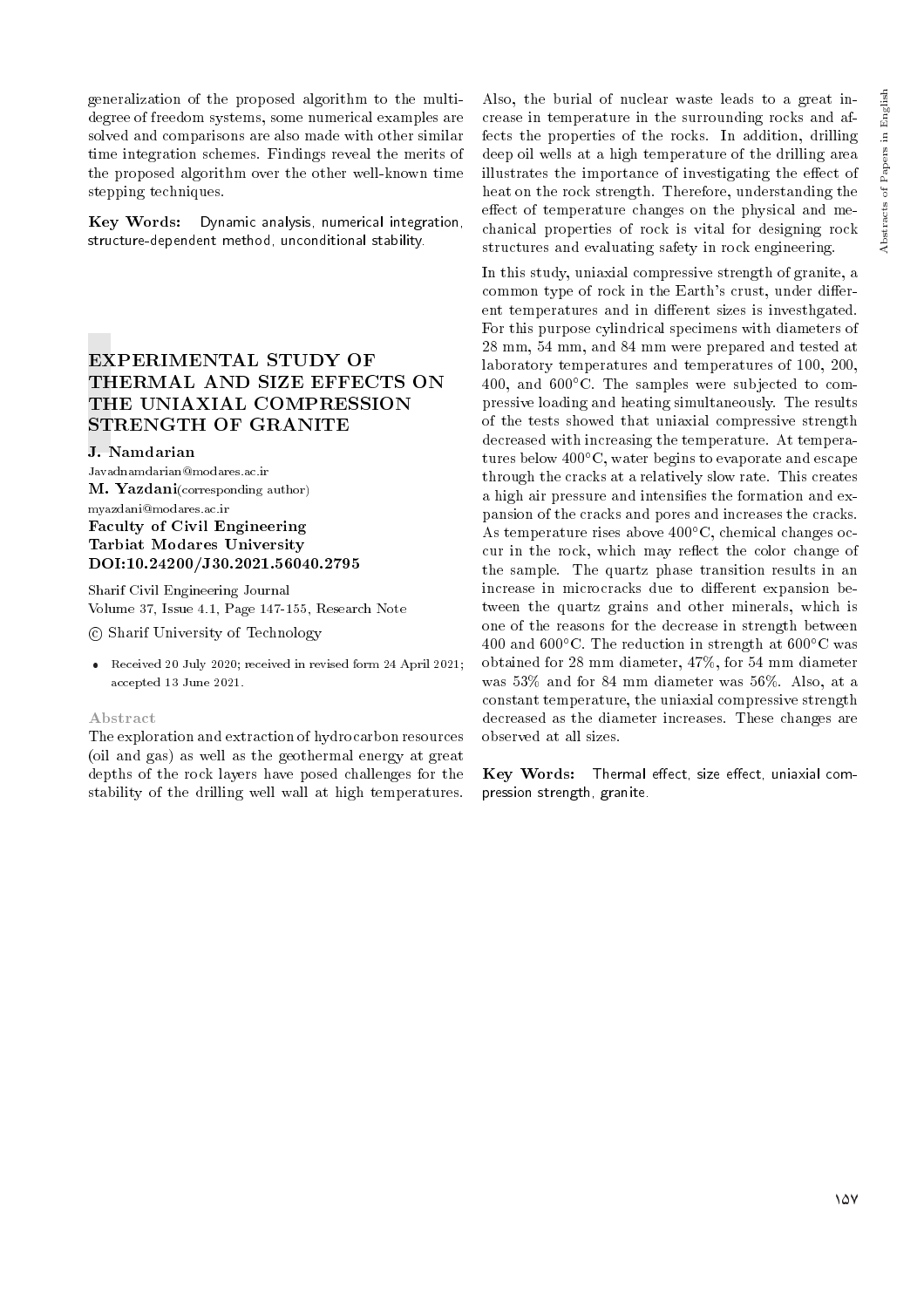generalization of the proposed algorithm to the multi-degree of freedom systems, some numerical examples are solved and comparisons are also made with other similar time integration schemes. Findings reveal the merits of the proposed algorithm over the other well-known time stepping techniques.

**Key Words:** Dynamic analysis, numerical integration, structure-dependent method, unconditional stability.

## EXPERIMENTAL STUDY OF THERMAL AND SIZE EFFECTS ON THE UNIAXIAL COMPRESSION STRENGTH OF GRANITE

**J. Namdarian**
Javadnamdarian@modares.ac.ir
**M. Yazdani**(corresponding author)
myazdani@modares.ac.ir
**Faculty of Civil Engineering**
**Tarbiat Modares University**
**DOI:10.24200/J30.2021.56040.2795**

Sharif Civil Engineering Journal
Volume 37, Issue 4.1, Page 147-155, Research Note
© Sharif University of Technology

- Received 20 July 2020; received in revised form 24 April 2021; accepted 13 June 2021.

### Abstract

The exploration and extraction of hydrocarbon resources (oil and gas) as well as the geothermal energy at great depths of the rock layers have posed challenges for the stability of the drilling well wall at high temperatures. Also, the burial of nuclear waste leads to a great increase in temperature in the surrounding rocks and affects the properties of the rocks. In addition, drilling deep oil wells at a high temperature of the drilling area illustrates the importance of investigating the effect of heat on the rock strength. Therefore, understanding the effect of temperature changes on the physical and mechanical properties of rock is vital for designing rock structures and evaluating safety in rock engineering.

In this study, uniaxial compressive strength of granite, a common type of rock in the Earth's crust, under different temperatures and in different sizes is investhgated. For this purpose cylindrical specimens with diameters of 28 mm, 54 mm, and 84 mm were prepared and tested at laboratory temperatures and temperatures of 100, 200, 400, and 600°C. The samples were subjected to compressive loading and heating simultaneously. The results of the tests showed that uniaxial compressive strength decreased with increasing the temperature. At temperatures below 400°C, water begins to evaporate and escape through the cracks at a relatively slow rate. This creates a high air pressure and intensifies the formation and expansion of the cracks and pores and increases the cracks. As temperature rises above 400°C, chemical changes occur in the rock, which may reflect the color change of the sample. The quartz phase transition results in an increase in microcracks due to different expansion between the quartz grains and other minerals, which is one of the reasons for the decrease in strength between 400 and 600°C. The reduction in strength at 600°C was obtained for 28 mm diameter, 47%, for 54 mm diameter was 53% and for 84 mm diameter was 56%. Also, at a constant temperature, the uniaxial compressive strength decreased as the diameter increases. These changes are observed at all sizes.

**Key Words:** Thermal effect, size effect, uniaxial compression strength, granite.